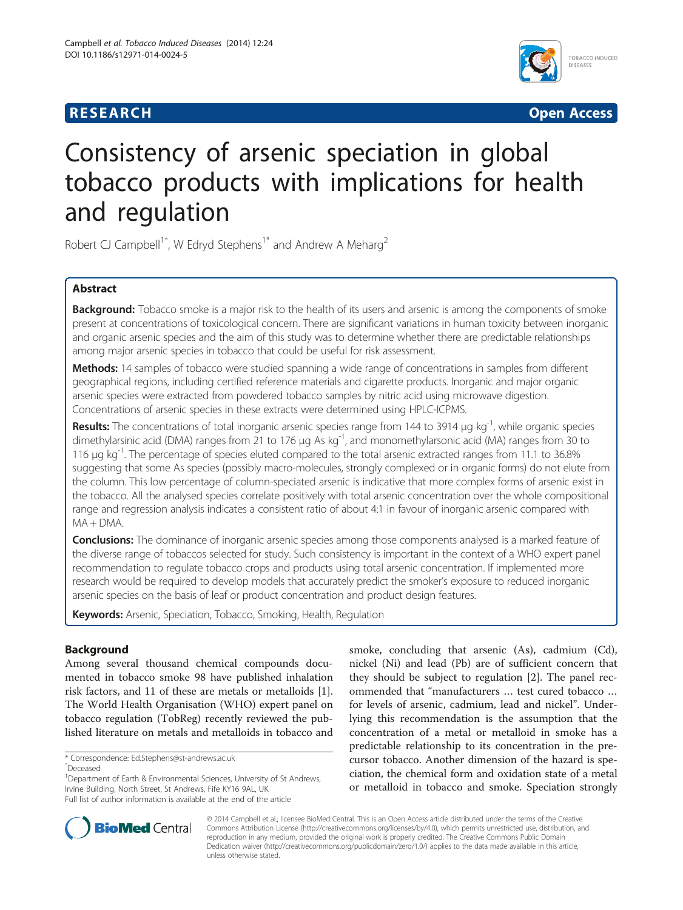**RESEARCH Open Access**

# Consistency of arsenic speciation in global tobacco products with implications for health and regulation

Robert CJ Campbell[1^], W Edryd Stephens[1*] and Andrew A Meharg[2]

## Abstract

**Background:** Tobacco smoke is a major risk to the health of its users and arsenic is among the components of smoke present at concentrations of toxicological concern. There are significant variations in human toxicity between inorganic and organic arsenic species and the aim of this study was to determine whether there are predictable relationships among major arsenic species in tobacco that could be useful for risk assessment.

**Methods:** 14 samples of tobacco were studied spanning a wide range of concentrations in samples from different geographical regions, including certified reference materials and cigarette products. Inorganic and major organic arsenic species were extracted from powdered tobacco samples by nitric acid using microwave digestion. Concentrations of arsenic species in these extracts were determined using HPLC-ICPMS.

**Results:** The concentrations of total inorganic arsenic species range from 144 to 3914 μg $kg^{-1}$, while organic species dimethylarsinic acid (DMA) ranges from 21 to 176 μg As $kg^{-1}$, and monomethylarsonic acid (MA) ranges from 30 to 116 μg $kg^{-1}$. The percentage of species eluted compared to the total arsenic extracted ranges from 11.1 to 36.8% suggesting that some As species (possibly macro-molecules, strongly complexed or in organic forms) do not elute from the column. This low percentage of column-speciated arsenic is indicative that more complex forms of arsenic exist in the tobacco. All the analysed species correlate positively with total arsenic concentration over the whole compositional range and regression analysis indicates a consistent ratio of about 4:1 in favour of inorganic arsenic compared with MA + DMA.

**Conclusions:** The dominance of inorganic arsenic species among those components analysed is a marked feature of the diverse range of tobaccos selected for study. Such consistency is important in the context of a WHO expert panel recommendation to regulate tobacco crops and products using total arsenic concentration. If implemented more research would be required to develop models that accurately predict the smoker's exposure to reduced inorganic arsenic species on the basis of leaf or product concentration and product design features.

**Keywords:** Arsenic, Speciation, Tobacco, Smoking, Health, Regulation

## Background

Among several thousand chemical compounds documented in tobacco smoke 98 have published inhalation risk factors, and 11 of these are metals or metalloids [1]. The World Health Organisation (WHO) expert panel on tobacco regulation (TobReg) recently reviewed the published literature on metals and metalloids in tobacco and smoke, concluding that arsenic (As), cadmium (Cd), nickel (Ni) and lead (Pb) are of sufficient concern that they should be subject to regulation [2]. The panel recommended that "manufacturers … test cured tobacco … for levels of arsenic, cadmium, lead and nickel". Underlying this recommendation is the assumption that the concentration of a metal or metalloid in smoke has a predictable relationship to its concentration in the precursor tobacco. Another dimension of the hazard is speciation, the chemical form and oxidation state of a metal or metalloid in tobacco and smoke. Speciation strongly

\* Correspondence: Ed.Stephens@st-andrews.ac.uk

^Deceased

[1]Department of Earth & Environmental Sciences, University of St Andrews, Irvine Building, North Street, St Andrews, Fife KY16 9AL, UK

Full list of author information is available at the end of the article

© 2014 Campbell et al.; licensee BioMed Central. This is an Open Access article distributed under the terms of the Creative Commons Attribution License (http://creativecommons.org/licenses/by/4.0), which permits unrestricted use, distribution, and reproduction in any medium, provided the original work is properly credited. The Creative Commons Public Domain Dedication waiver (http://creativecommons.org/publicdomain/zero/1.0/) applies to the data made available in this article, unless otherwise stated.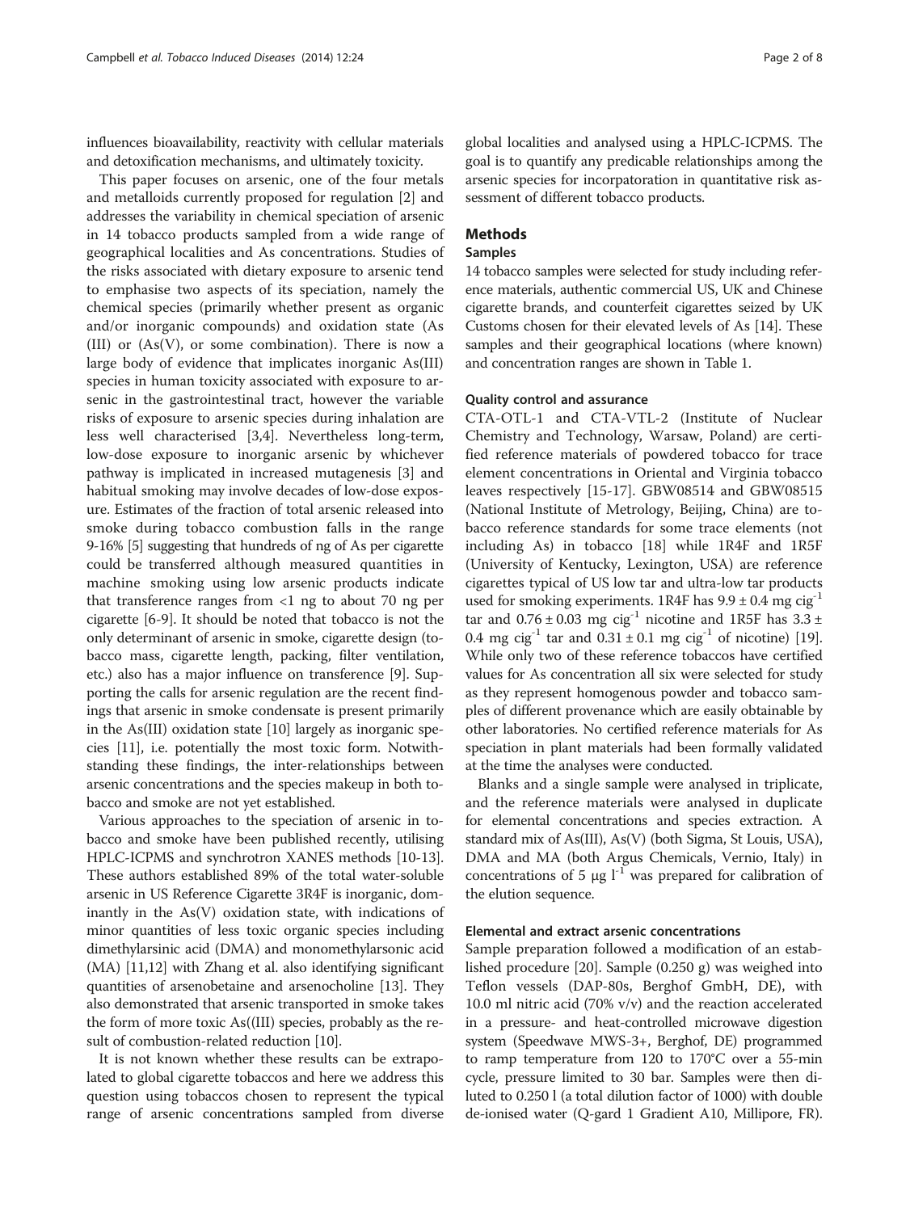influences bioavailability, reactivity with cellular materials and detoxification mechanisms, and ultimately toxicity.

This paper focuses on arsenic, one of the four metals and metalloids currently proposed for regulation [2] and addresses the variability in chemical speciation of arsenic in 14 tobacco products sampled from a wide range of geographical localities and As concentrations. Studies of the risks associated with dietary exposure to arsenic tend to emphasise two aspects of its speciation, namely the chemical species (primarily whether present as organic and/or inorganic compounds) and oxidation state (As (III) or (As(V), or some combination). There is now a large body of evidence that implicates inorganic As(III) species in human toxicity associated with exposure to arsenic in the gastrointestinal tract, however the variable risks of exposure to arsenic species during inhalation are less well characterised [3,4]. Nevertheless long-term, low-dose exposure to inorganic arsenic by whichever pathway is implicated in increased mutagenesis [3] and habitual smoking may involve decades of low-dose exposure. Estimates of the fraction of total arsenic released into smoke during tobacco combustion falls in the range 9-16% [5] suggesting that hundreds of ng of As per cigarette could be transferred although measured quantities in machine smoking using low arsenic products indicate that transference ranges from <1 ng to about 70 ng per cigarette [6-9]. It should be noted that tobacco is not the only determinant of arsenic in smoke, cigarette design (tobacco mass, cigarette length, packing, filter ventilation, etc.) also has a major influence on transference [9]. Supporting the calls for arsenic regulation are the recent findings that arsenic in smoke condensate is present primarily in the As(III) oxidation state [10] largely as inorganic species [11], i.e. potentially the most toxic form. Notwithstanding these findings, the inter-relationships between arsenic concentrations and the species makeup in both tobacco and smoke are not yet established.

Various approaches to the speciation of arsenic in tobacco and smoke have been published recently, utilising HPLC-ICPMS and synchrotron XANES methods [10-13]. These authors established 89% of the total water-soluble arsenic in US Reference Cigarette 3R4F is inorganic, dominantly in the As(V) oxidation state, with indications of minor quantities of less toxic organic species including dimethylarsinic acid (DMA) and monomethylarsonic acid (MA) [11,12] with Zhang et al. also identifying significant quantities of arsenobetaine and arsenocholine [13]. They also demonstrated that arsenic transported in smoke takes the form of more toxic As((III) species, probably as the result of combustion-related reduction [10].

It is not known whether these results can be extrapolated to global cigarette tobaccos and here we address this question using tobaccos chosen to represent the typical range of arsenic concentrations sampled from diverse global localities and analysed using a HPLC-ICPMS. The goal is to quantify any predicable relationships among the arsenic species for incorpatoration in quantitative risk assessment of different tobacco products.

## Methods

### Samples

14 tobacco samples were selected for study including reference materials, authentic commercial US, UK and Chinese cigarette brands, and counterfeit cigarettes seized by UK Customs chosen for their elevated levels of As [14]. These samples and their geographical locations (where known) and concentration ranges are shown in Table 1.

### Quality control and assurance

CTA-OTL-1 and CTA-VTL-2 (Institute of Nuclear Chemistry and Technology, Warsaw, Poland) are certified reference materials of powdered tobacco for trace element concentrations in Oriental and Virginia tobacco leaves respectively [15-17]. GBW08514 and GBW08515 (National Institute of Metrology, Beijing, China) are tobacco reference standards for some trace elements (not including As) in tobacco [18] while 1R4F and 1R5F (University of Kentucky, Lexington, USA) are reference cigarettes typical of US low tar and ultra-low tar products used for smoking experiments. 1R4F has $9.9 \pm 0.4$ mg cig$^{-1}$ tar and $0.76 \pm 0.03$ mg cig$^{-1}$ nicotine and 1R5F has $3.3 \pm 0.4$ mg cig$^{-1}$ tar and $0.31 \pm 0.1$ mg cig$^{-1}$ of nicotine) [19]. While only two of these reference tobaccos have certified values for As concentration all six were selected for study as they represent homogenous powder and tobacco samples of different provenance which are easily obtainable by other laboratories. No certified reference materials for As speciation in plant materials had been formally validated at the time the analyses were conducted.

Blanks and a single sample were analysed in triplicate, and the reference materials were analysed in duplicate for elemental concentrations and species extraction. A standard mix of As(III), As(V) (both Sigma, St Louis, USA), DMA and MA (both Argus Chemicals, Vernio, Italy) in concentrations of 5 μg l$^{-1}$ was prepared for calibration of the elution sequence.

### Elemental and extract arsenic concentrations

Sample preparation followed a modification of an established procedure [20]. Sample (0.250 g) was weighed into Teflon vessels (DAP-80s, Berghof GmbH, DE), with 10.0 ml nitric acid (70% v/v) and the reaction accelerated in a pressure- and heat-controlled microwave digestion system (Speedwave MWS-3+, Berghof, DE) programmed to ramp temperature from 120 to 170°C over a 55-min cycle, pressure limited to 30 bar. Samples were then diluted to 0.250 l (a total dilution factor of 1000) with double de-ionised water (Q-gard 1 Gradient A10, Millipore, FR).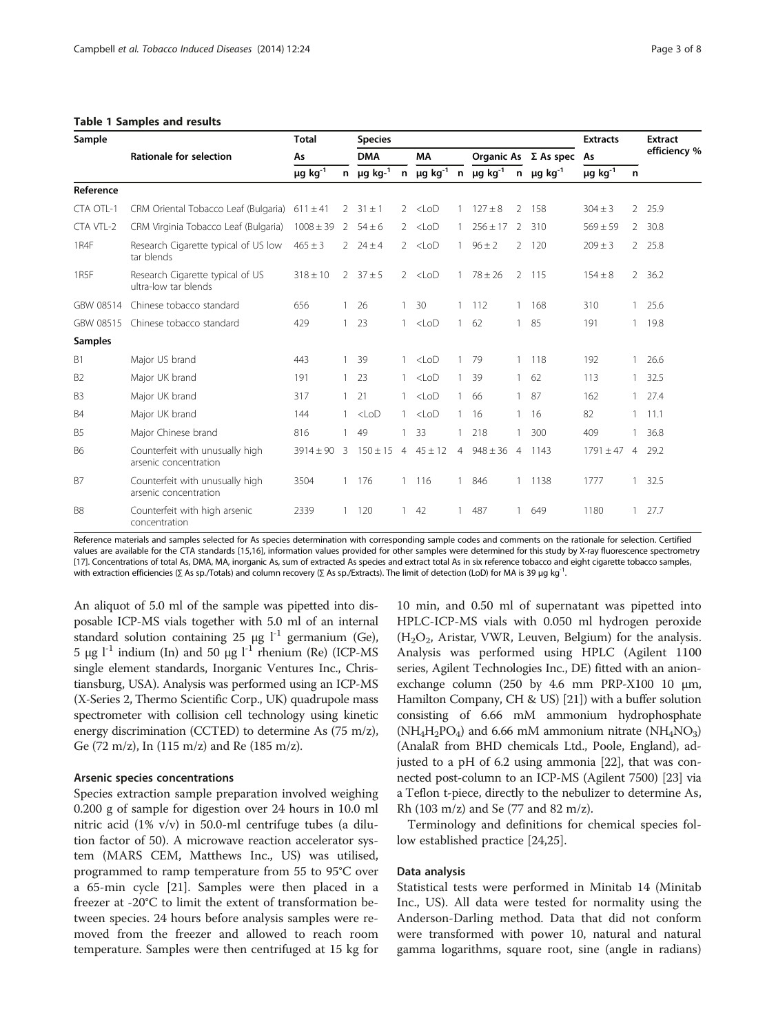**Table 1 Samples and results**

| Sample | Rationale for selection | Total As | | Species DMA | | MA | | Organic As | | Σ As spec | Extracts As | | Extract efficiency % |
|---|---|---|---|---|---|---|---|---|---|---|---|---|---|
| | | μg kg$^{-1}$ | n | μg kg-$^{1}$ | n | μg kg$^{-1}$ | n | μg kg$^{-1}$ | n | μg kg$^{-1}$ | μg kg$^{-1}$ | n | |
| **Reference** | | | | | | | | | | | | | |
| CTA OTL-1 | CRM Oriental Tobacco Leaf (Bulgaria) | 611 ± 41 | 2 | 31 ± 1 | 2 | <LoD | 1 | 127 ± 8 | 2 | 158 | 304 ± 3 | 2 | 25.9 |
| CTA VTL-2 | CRM Virginia Tobacco Leaf (Bulgaria) | 1008 ± 39 | 2 | 54 ± 6 | 2 | <LoD | 1 | 256 ± 17 | 2 | 310 | 569 ± 59 | 2 | 30.8 |
| 1R4F | Research Cigarette typical of US low tar blends | 465 ± 3 | 2 | 24 ± 4 | 2 | <LoD | 1 | 96 ± 2 | 2 | 120 | 209 ± 3 | 2 | 25.8 |
| 1R5F | Research Cigarette typical of US ultra-low tar blends | 318 ± 10 | 2 | 37 ± 5 | 2 | <LoD | 1 | 78 ± 26 | 2 | 115 | 154 ± 8 | 2 | 36.2 |
| GBW 08514 | Chinese tobacco standard | 656 | 1 | 26 | 1 | 30 | 1 | 112 | 1 | 168 | 310 | 1 | 25.6 |
| GBW 08515 | Chinese tobacco standard | 429 | 1 | 23 | 1 | <LoD | 1 | 62 | 1 | 85 | 191 | 1 | 19.8 |
| **Samples** | | | | | | | | | | | | | |
| B1 | Major US brand | 443 | 1 | 39 | 1 | <LoD | 1 | 79 | 1 | 118 | 192 | 1 | 26.6 |
| B2 | Major UK brand | 191 | 1 | 23 | 1 | <LoD | 1 | 39 | 1 | 62 | 113 | 1 | 32.5 |
| B3 | Major UK brand | 317 | 1 | 21 | 1 | <LoD | 1 | 66 | 1 | 87 | 162 | 1 | 27.4 |
| B4 | Major UK brand | 144 | 1 | <LoD | 1 | <LoD | 1 | 16 | 1 | 16 | 82 | 1 | 11.1 |
| B5 | Major Chinese brand | 816 | 1 | 49 | 1 | 33 | 1 | 218 | 1 | 300 | 409 | 1 | 36.8 |
| B6 | Counterfeit with unusually high arsenic concentration | 3914 ± 90 | 3 | 150 ± 15 | 4 | 45 ± 12 | 4 | 948 ± 36 | 4 | 1143 | 1791 ± 47 | 4 | 29.2 |
| B7 | Counterfeit with unusually high arsenic concentration | 3504 | 1 | 176 | 1 | 116 | 1 | 846 | 1 | 1138 | 1777 | 1 | 32.5 |
| B8 | Counterfeit with high arsenic concentration | 2339 | 1 | 120 | 1 | 42 | 1 | 487 | 1 | 649 | 1180 | 1 | 27.7 |

Reference materials and samples selected for As species determination with corresponding sample codes and comments on the rationale for selection. Certified values are available for the CTA standards [15,16], information values provided for other samples were determined for this study by X-ray fluorescence spectrometry [17]. Concentrations of total As, DMA, MA, inorganic As, sum of extracted As species and extract total As in six reference tobacco and eight cigarette tobacco samples, with extraction efficiencies (Σ As sp./Totals) and column recovery (Σ As sp./Extracts). The limit of detection (LoD) for MA is 39 μg kg$^{-1}$.

An aliquot of 5.0 ml of the sample was pipetted into disposable ICP-MS vials together with 5.0 ml of an internal standard solution containing 25 μg l$^{-1}$ germanium (Ge), 5 μg l$^{-1}$ indium (In) and 50 μg l$^{-1}$ rhenium (Re) (ICP-MS single element standards, Inorganic Ventures Inc., Christiansburg, USA). Analysis was performed using an ICP-MS (X-Series 2, Thermo Scientific Corp., UK) quadrupole mass spectrometer with collision cell technology using kinetic energy discrimination (CCTED) to determine As (75 m/z), Ge (72 m/z), In (115 m/z) and Re (185 m/z).

#### Arsenic species concentrations

Species extraction sample preparation involved weighing 0.200 g of sample for digestion over 24 hours in 10.0 ml nitric acid (1% v/v) in 50.0-ml centrifuge tubes (a dilution factor of 50). A microwave reaction accelerator system (MARS CEM, Matthews Inc., US) was utilised, programmed to ramp temperature from 55 to 95°C over a 65-min cycle [21]. Samples were then placed in a freezer at -20°C to limit the extent of transformation between species. 24 hours before analysis samples were removed from the freezer and allowed to reach room temperature. Samples were then centrifuged at 15 kg for 10 min, and 0.50 ml of supernatant was pipetted into HPLC-ICP-MS vials with 0.050 ml hydrogen peroxide ($H_2O_2$, Aristar, VWR, Leuven, Belgium) for the analysis. Analysis was performed using HPLC (Agilent 1100 series, Agilent Technologies Inc., DE) fitted with an anion-exchange column (250 by 4.6 mm PRP-X100 10 μm, Hamilton Company, CH & US) [21]) with a buffer solution consisting of 6.66 mM ammonium hydrophosphate ($NH_4H_2PO_4$) and 6.66 mM ammonium nitrate ($NH_4NO_3$) (AnalaR from BHD chemicals Ltd., Poole, England), adjusted to a pH of 6.2 using ammonia [22], that was connected post-column to an ICP-MS (Agilent 7500) [23] via a Teflon t-piece, directly to the nebulizer to determine As, Rh (103 m/z) and Se (77 and 82 m/z).

Terminology and definitions for chemical species follow established practice [24,25].

#### Data analysis

Statistical tests were performed in Minitab 14 (Minitab Inc., US). All data were tested for normality using the Anderson-Darling method. Data that did not conform were transformed with power 10, natural and natural gamma logarithms, square root, sine (angle in radians)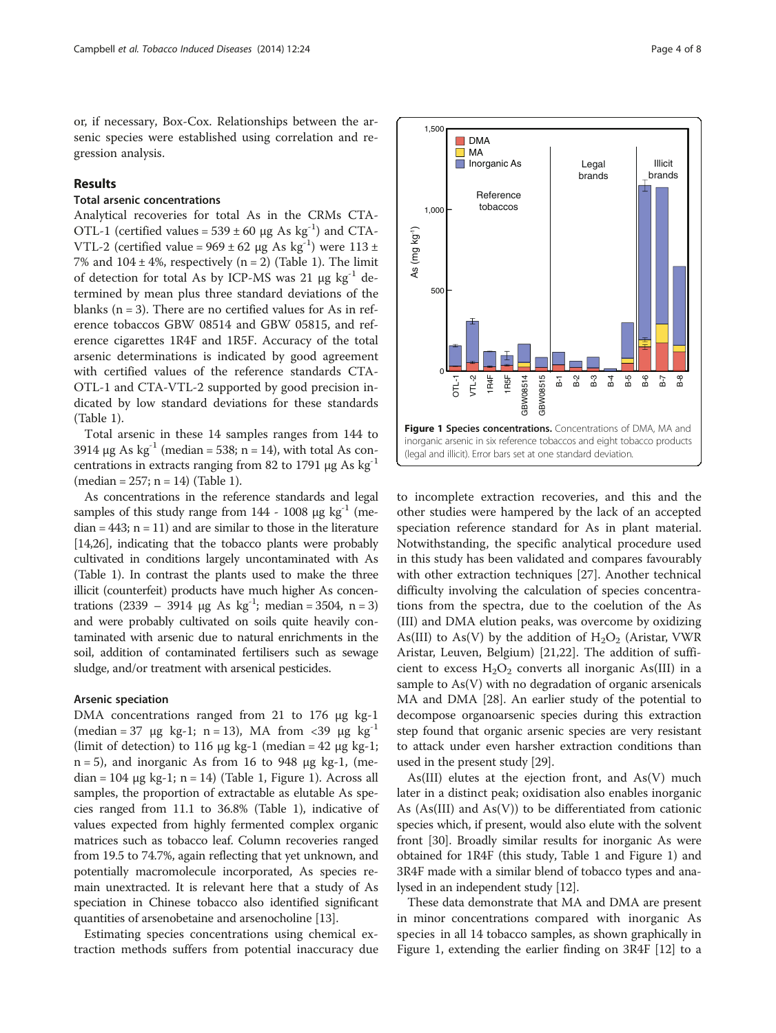or, if necessary, Box-Cox. Relationships between the arsenic species were established using correlation and regression analysis.

## Results

### Total arsenic concentrations

Analytical recoveries for total As in the CRMs CTA-OTL-1 (certified values = 539 ± 60 μg As $kg^{-1}$) and CTA-VTL-2 (certified value = 969 ± 62 μg As $kg^{-1}$) were 113 ± 7% and 104 ± 4%, respectively (n = 2) (Table 1). The limit of detection for total As by ICP-MS was 21 μg $kg^{-1}$ determined by mean plus three standard deviations of the blanks (n = 3). There are no certified values for As in reference tobaccos GBW 08514 and GBW 05815, and reference cigarettes 1R4F and 1R5F. Accuracy of the total arsenic determinations is indicated by good agreement with certified values of the reference standards CTA-OTL-1 and CTA-VTL-2 supported by good precision indicated by low standard deviations for these standards (Table 1).

Total arsenic in these 14 samples ranges from 144 to 3914 μg As $kg^{-1}$ (median = 538; n = 14), with total As concentrations in extracts ranging from 82 to 1791 μg As $kg^{-1}$ (median = 257; n = 14) (Table 1).

As concentrations in the reference standards and legal samples of this study range from 144 - 1008 μg $kg^{-1}$ (median = 443; n = 11) and are similar to those in the literature [14,26], indicating that the tobacco plants were probably cultivated in conditions largely uncontaminated with As (Table 1). In contrast the plants used to make the three illicit (counterfeit) products have much higher As concentrations (2339 – 3914 μg As $kg^{-1}$; median = 3504, n = 3) and were probably cultivated on soils quite heavily contaminated with arsenic due to natural enrichments in the soil, addition of contaminated fertilisers such as sewage sludge, and/or treatment with arsenical pesticides.

### Arsenic speciation

DMA concentrations ranged from 21 to 176 μg kg-1 (median = 37 μg kg-1; n = 13), MA from <39 μg $kg^{-1}$ (limit of detection) to 116 μg kg-1 (median = 42 μg kg-1; n = 5), and inorganic As from 16 to 948 μg kg-1, (median = 104 μg kg-1; n = 14) (Table 1, Figure 1). Across all samples, the proportion of extractable As species ranged from 11.1 to 36.8% (Table 1), indicative of values expected from highly fermented complex organic matrices such as tobacco leaf. Column recoveries ranged from 19.5 to 74.7%, again reflecting that yet unknown, and potentially macromolecule incorporated, As species remain unextracted. It is relevant here that a study of As speciation in Chinese tobacco also identified significant quantities of arsenobetaine and arsenocholine [13].

Estimating species concentrations using chemical extraction methods suffers from potential inaccuracy due to incomplete extraction recoveries, and this and the other studies were hampered by the lack of an accepted speciation reference standard for As in plant material. Notwithstanding, the specific analytical procedure used in this study has been validated and compares favourably with other extraction techniques [27]. Another technical difficulty involving the calculation of species concentrations from the spectra, due to the coelution of the As (III) and DMA elution peaks, was overcome by oxidizing As(III) to As(V) by the addition of $H_2O_2$ (Aristar, VWR Aristar, Leuven, Belgium) [21,22]. The addition of sufficient to excess $H_2O_2$ converts all inorganic As(III) in a sample to As(V) with no degradation of organic arsenicals MA and DMA [28]. An earlier study of the potential to decompose organoarsenic species during this extraction step found that organic arsenic species are very resistant to attack under even harsher extraction conditions than used in the present study [29].

As(III) elutes at the ejection front, and As(V) much later in a distinct peak; oxidisation also enables inorganic As (As(III) and As(V)) to be differentiated from cationic species which, if present, would also elute with the solvent front [30]. Broadly similar results for inorganic As were obtained for 1R4F (this study, Table 1 and Figure 1) and 3R4F made with a similar blend of tobacco types and analysed in an independent study [12].

These data demonstrate that MA and DMA are present in minor concentrations compared with inorganic As species in all 14 tobacco samples, as shown graphically in Figure 1, extending the earlier finding on 3R4F [12] to a

**Figure 1 Species concentrations.** Concentrations of DMA, MA and inorganic arsenic in six reference tobaccos and eight tobacco products (legal and illicit). Error bars set at one standard deviation.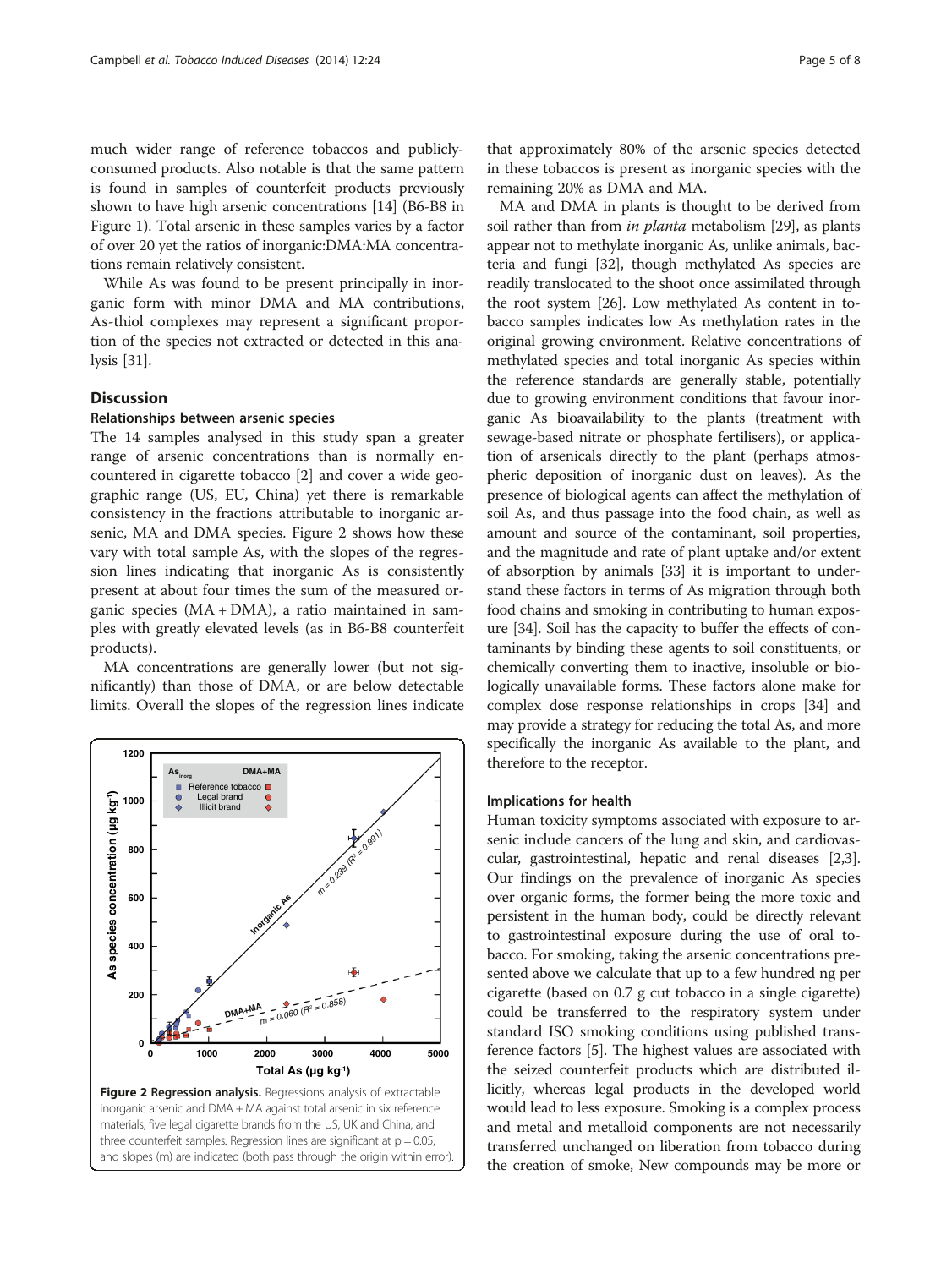much wider range of reference tobaccos and publicly-consumed products. Also notable is that the same pattern is found in samples of counterfeit products previously shown to have high arsenic concentrations [14] (B6-B8 in Figure 1). Total arsenic in these samples varies by a factor of over 20 yet the ratios of inorganic:DMA:MA concentrations remain relatively consistent.

While As was found to be present principally in inorganic form with minor DMA and MA contributions, As-thiol complexes may represent a significant proportion of the species not extracted or detected in this analysis [31].

## Discussion

### Relationships between arsenic species

The 14 samples analysed in this study span a greater range of arsenic concentrations than is normally encountered in cigarette tobacco [2] and cover a wide geographic range (US, EU, China) yet there is remarkable consistency in the fractions attributable to inorganic arsenic, MA and DMA species. Figure 2 shows how these vary with total sample As, with the slopes of the regression lines indicating that inorganic As is consistently present at about four times the sum of the measured organic species (MA + DMA), a ratio maintained in samples with greatly elevated levels (as in B6-B8 counterfeit products).

MA concentrations are generally lower (but not significantly) than those of DMA, or are below detectable limits. Overall the slopes of the regression lines indicate that approximately 80% of the arsenic species detected in these tobaccos is present as inorganic species with the remaining 20% as DMA and MA.

**Figure 2 Regression analysis.** Regressions analysis of extractable inorganic arsenic and DMA + MA against total arsenic in six reference materials, five legal cigarette brands from the US, UK and China, and three counterfeit samples. Regression lines are significant at $p = 0.05$, and slopes (m) are indicated (both pass through the origin within error).

MA and DMA in plants is thought to be derived from soil rather than from *in planta* metabolism [29], as plants appear not to methylate inorganic As, unlike animals, bacteria and fungi [32], though methylated As species are readily translocated to the shoot once assimilated through the root system [26]. Low methylated As content in tobacco samples indicates low As methylation rates in the original growing environment. Relative concentrations of methylated species and total inorganic As species within the reference standards are generally stable, potentially due to growing environment conditions that favour inorganic As bioavailability to the plants (treatment with sewage-based nitrate or phosphate fertilisers), or application of arsenicals directly to the plant (perhaps atmospheric deposition of inorganic dust on leaves). As the presence of biological agents can affect the methylation of soil As, and thus passage into the food chain, as well as amount and source of the contaminant, soil properties, and the magnitude and rate of plant uptake and/or extent of absorption by animals [33] it is important to understand these factors in terms of As migration through both food chains and smoking in contributing to human exposure [34]. Soil has the capacity to buffer the effects of contaminants by binding these agents to soil constituents, or chemically converting them to inactive, insoluble or biologically unavailable forms. These factors alone make for complex dose response relationships in crops [34] and may provide a strategy for reducing the total As, and more specifically the inorganic As available to the plant, and therefore to the receptor.

### Implications for health

Human toxicity symptoms associated with exposure to arsenic include cancers of the lung and skin, and cardiovascular, gastrointestinal, hepatic and renal diseases [2,3]. Our findings on the prevalence of inorganic As species over organic forms, the former being the more toxic and persistent in the human body, could be directly relevant to gastrointestinal exposure during the use of oral tobacco. For smoking, taking the arsenic concentrations presented above we calculate that up to a few hundred ng per cigarette (based on 0.7 g cut tobacco in a single cigarette) could be transferred to the respiratory system under standard ISO smoking conditions using published transference factors [5]. The highest values are associated with the seized counterfeit products which are distributed illicitly, whereas legal products in the developed world would lead to less exposure. Smoking is a complex process and metal and metalloid components are not necessarily transferred unchanged on liberation from tobacco during the creation of smoke, New compounds may be more or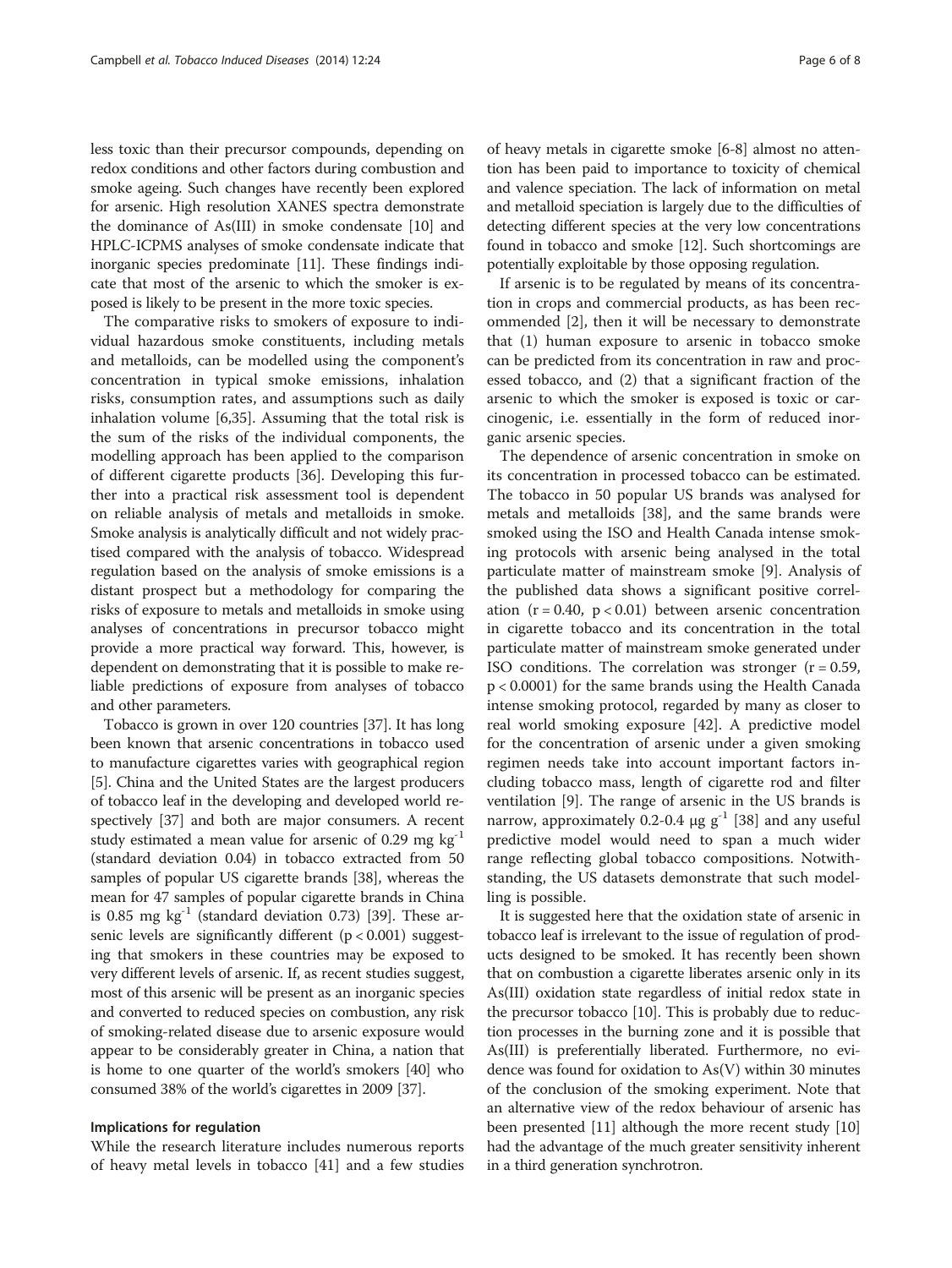less toxic than their precursor compounds, depending on redox conditions and other factors during combustion and smoke ageing. Such changes have recently been explored for arsenic. High resolution XANES spectra demonstrate the dominance of As(III) in smoke condensate [10] and HPLC-ICPMS analyses of smoke condensate indicate that inorganic species predominate [11]. These findings indicate that most of the arsenic to which the smoker is exposed is likely to be present in the more toxic species.

The comparative risks to smokers of exposure to individual hazardous smoke constituents, including metals and metalloids, can be modelled using the component's concentration in typical smoke emissions, inhalation risks, consumption rates, and assumptions such as daily inhalation volume [6,35]. Assuming that the total risk is the sum of the risks of the individual components, the modelling approach has been applied to the comparison of different cigarette products [36]. Developing this further into a practical risk assessment tool is dependent on reliable analysis of metals and metalloids in smoke. Smoke analysis is analytically difficult and not widely practised compared with the analysis of tobacco. Widespread regulation based on the analysis of smoke emissions is a distant prospect but a methodology for comparing the risks of exposure to metals and metalloids in smoke using analyses of concentrations in precursor tobacco might provide a more practical way forward. This, however, is dependent on demonstrating that it is possible to make reliable predictions of exposure from analyses of tobacco and other parameters.

Tobacco is grown in over 120 countries [37]. It has long been known that arsenic concentrations in tobacco used to manufacture cigarettes varies with geographical region [5]. China and the United States are the largest producers of tobacco leaf in the developing and developed world respectively [37] and both are major consumers. A recent study estimated a mean value for arsenic of 0.29 mg $kg^{-1}$ (standard deviation 0.04) in tobacco extracted from 50 samples of popular US cigarette brands [38], whereas the mean for 47 samples of popular cigarette brands in China is 0.85 mg $kg^{-1}$ (standard deviation 0.73) [39]. These arsenic levels are significantly different ($p < 0.001$) suggesting that smokers in these countries may be exposed to very different levels of arsenic. If, as recent studies suggest, most of this arsenic will be present as an inorganic species and converted to reduced species on combustion, any risk of smoking-related disease due to arsenic exposure would appear to be considerably greater in China, a nation that is home to one quarter of the world's smokers [40] who consumed 38% of the world's cigarettes in 2009 [37].

## Implications for regulation

While the research literature includes numerous reports of heavy metal levels in tobacco [41] and a few studies of heavy metals in cigarette smoke [6-8] almost no attention has been paid to importance to toxicity of chemical and valence speciation. The lack of information on metal and metalloid speciation is largely due to the difficulties of detecting different species at the very low concentrations found in tobacco and smoke [12]. Such shortcomings are potentially exploitable by those opposing regulation.

If arsenic is to be regulated by means of its concentration in crops and commercial products, as has been recommended [2], then it will be necessary to demonstrate that (1) human exposure to arsenic in tobacco smoke can be predicted from its concentration in raw and processed tobacco, and (2) that a significant fraction of the arsenic to which the smoker is exposed is toxic or carcinogenic, i.e. essentially in the form of reduced inorganic arsenic species.

The dependence of arsenic concentration in smoke on its concentration in processed tobacco can be estimated. The tobacco in 50 popular US brands was analysed for metals and metalloids [38], and the same brands were smoked using the ISO and Health Canada intense smoking protocols with arsenic being analysed in the total particulate matter of mainstream smoke [9]. Analysis of the published data shows a significant positive correlation ($r = 0.40$, $p < 0.01$) between arsenic concentration in cigarette tobacco and its concentration in the total particulate matter of mainstream smoke generated under ISO conditions. The correlation was stronger ($r = 0.59$, $p < 0.0001$) for the same brands using the Health Canada intense smoking protocol, regarded by many as closer to real world smoking exposure [42]. A predictive model for the concentration of arsenic under a given smoking regimen needs take into account important factors including tobacco mass, length of cigarette rod and filter ventilation [9]. The range of arsenic in the US brands is narrow, approximately 0.2-0.4 μg $g^{-1}$ [38] and any useful predictive model would need to span a much wider range reflecting global tobacco compositions. Notwithstanding, the US datasets demonstrate that such modelling is possible.

It is suggested here that the oxidation state of arsenic in tobacco leaf is irrelevant to the issue of regulation of products designed to be smoked. It has recently been shown that on combustion a cigarette liberates arsenic only in its As(III) oxidation state regardless of initial redox state in the precursor tobacco [10]. This is probably due to reduction processes in the burning zone and it is possible that As(III) is preferentially liberated. Furthermore, no evidence was found for oxidation to As(V) within 30 minutes of the conclusion of the smoking experiment. Note that an alternative view of the redox behaviour of arsenic has been presented [11] although the more recent study [10] had the advantage of the much greater sensitivity inherent in a third generation synchrotron.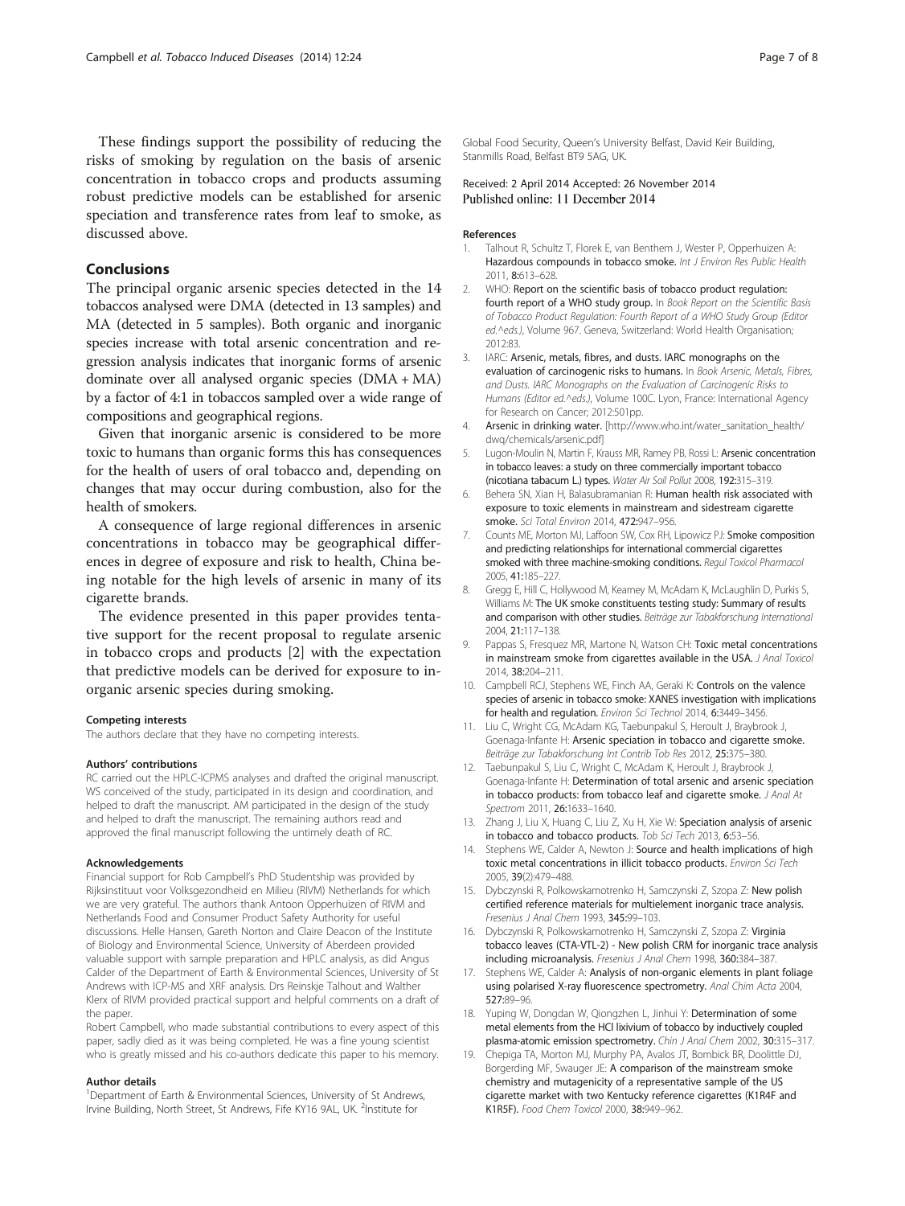These findings support the possibility of reducing the risks of smoking by regulation on the basis of arsenic concentration in tobacco crops and products assuming robust predictive models can be established for arsenic speciation and transference rates from leaf to smoke, as discussed above.

## Conclusions

The principal organic arsenic species detected in the 14 tobaccos analysed were DMA (detected in 13 samples) and MA (detected in 5 samples). Both organic and inorganic species increase with total arsenic concentration and regression analysis indicates that inorganic forms of arsenic dominate over all analysed organic species (DMA + MA) by a factor of 4:1 in tobaccos sampled over a wide range of compositions and geographical regions.

Given that inorganic arsenic is considered to be more toxic to humans than organic forms this has consequences for the health of users of oral tobacco and, depending on changes that may occur during combustion, also for the health of smokers.

A consequence of large regional differences in arsenic concentrations in tobacco may be geographical differences in degree of exposure and risk to health, China being notable for the high levels of arsenic in many of its cigarette brands.

The evidence presented in this paper provides tentative support for the recent proposal to regulate arsenic in tobacco crops and products [2] with the expectation that predictive models can be derived for exposure to inorganic arsenic species during smoking.

#### Competing interests

The authors declare that they have no competing interests.

#### Authors' contributions

RC carried out the HPLC-ICPMS analyses and drafted the original manuscript. WS conceived of the study, participated in its design and coordination, and helped to draft the manuscript. AM participated in the design of the study and helped to draft the manuscript. The remaining authors read and approved the final manuscript following the untimely death of RC.

#### Acknowledgements

Financial support for Rob Campbell's PhD Studentship was provided by Rijksinstituut voor Volksgezondheid en Milieu (RIVM) Netherlands for which we are very grateful. The authors thank Antoon Opperhuizen of RIVM and Netherlands Food and Consumer Product Safety Authority for useful discussions. Helle Hansen, Gareth Norton and Claire Deacon of the Institute of Biology and Environmental Science, University of Aberdeen provided valuable support with sample preparation and HPLC analysis, as did Angus Calder of the Department of Earth & Environmental Sciences, University of St Andrews with ICP-MS and XRF analysis. Drs Reinskje Talhout and Walther Klerx of RIVM provided practical support and helpful comments on a draft of the paper.

Robert Campbell, who made substantial contributions to every aspect of this paper, sadly died as it was being completed. He was a fine young scientist who is greatly missed and his co-authors dedicate this paper to his memory.

#### Author details

[1]Department of Earth & Environmental Sciences, University of St Andrews, Irvine Building, North Street, St Andrews, Fife KY16 9AL, UK. [2]Institute for Global Food Security, Queen's University Belfast, David Keir Building, Stanmills Road, Belfast BT9 5AG, UK.

Received: 2 April 2014 Accepted: 26 November 2014
Published online: 11 December 2014

#### References

1. Talhout R, Schultz T, Florek E, van Benthem J, Wester P, Opperhuizen A: **Hazardous compounds in tobacco smoke.** *Int J Environ Res Public Health* 2011, **8:**613–628.
2. WHO: **Report on the scientific basis of tobacco product regulation: fourth report of a WHO study group.** In *Book Report on the Scientific Basis of Tobacco Product Regulation: Fourth Report of a WHO Study Group (Editor ed.^eds.)*, Volume 967. Geneva, Switzerland: World Health Organisation; 2012:83.
3. IARC: **Arsenic, metals, fibres, and dusts. IARC monographs on the evaluation of carcinogenic risks to humans.** In *Book Arsenic, Metals, Fibres, and Dusts. IARC Monographs on the Evaluation of Carcinogenic Risks to Humans (Editor ed.^eds.)*, Volume 100C. Lyon, France: International Agency for Research on Cancer; 2012:501pp.
4. **Arsenic in drinking water.** [http://www.who.int/water_sanitation_health/dwq/chemicals/arsenic.pdf]
5. Lugon-Moulin N, Martin F, Krauss MR, Ramey PB, Rossi L: **Arsenic concentration in tobacco leaves: a study on three commercially important tobacco (nicotiana tabacum L.) types.** *Water Air Soil Pollut* 2008, **192:**315–319.
6. Behera SN, Xian H, Balasubramanian R: **Human health risk associated with exposure to toxic elements in mainstream and sidestream cigarette smoke.** *Sci Total Environ* 2014, **472:**947–956.
7. Counts ME, Morton MJ, Laffoon SW, Cox RH, Lipowicz PJ: **Smoke composition and predicting relationships for international commercial cigarettes smoked with three machine-smoking conditions.** *Regul Toxicol Pharmacol* 2005, **41:**185–227.
8. Gregg E, Hill C, Hollywood M, Kearney M, McAdam K, McLaughlin D, Purkis S, Williams M: **The UK smoke constituents testing study: Summary of results and comparison with other studies.** *Beiträge zur Tabakforschung International* 2004, **21:**117–138.
9. Pappas S, Fresquez MR, Martone N, Watson CH: **Toxic metal concentrations in mainstream smoke from cigarettes available in the USA.** *J Anal Toxicol* 2014, **38:**204–211.
10. Campbell RCJ, Stephens WE, Finch AA, Geraki K: **Controls on the valence species of arsenic in tobacco smoke: XANES investigation with implications for health and regulation.** *Environ Sci Technol* 2014, **6:**3449–3456.
11. Liu C, Wright CG, McAdam KG, Taebunpakul S, Heroult J, Braybrook J, Goenaga-Infante H: **Arsenic speciation in tobacco and cigarette smoke.** *Beiträge zur Tabakforschung Int Contrib Tob Res* 2012, **25:**375–380.
12. Taebunpakul S, Liu C, Wright C, McAdam K, Heroult J, Braybrook J, Goenaga-Infante H: **Determination of total arsenic and arsenic speciation in tobacco products: from tobacco leaf and cigarette smoke.** *J Anal At Spectrom* 2011, **26:**1633–1640.
13. Zhang J, Liu X, Huang C, Liu Z, Xu H, Xie W: **Speciation analysis of arsenic in tobacco and tobacco products.** *Tob Sci Tech* 2013, **6:**53–56.
14. Stephens WE, Calder A, Newton J: **Source and health implications of high toxic metal concentrations in illicit tobacco products.** *Environ Sci Tech* 2005, **39**(2):479–488.
15. Dybczynski R, Polkowskamotrenko H, Samczynski Z, Szopa Z: **New polish certified reference materials for multielement inorganic trace analysis.** *Fresenius J Anal Chem* 1993, **345:**99–103.
16. Dybczynski R, Polkowskamotrenko H, Samczynski Z, Szopa Z: **Virginia tobacco leaves (CTA-VTL-2) - New polish CRM for inorganic trace analysis including microanalysis.** *Fresenius J Anal Chem* 1998, **360:**384–387.
17. Stephens WE, Calder A: **Analysis of non-organic elements in plant foliage using polarised X-ray fluorescence spectrometry.** *Anal Chim Acta* 2004, **527:**89–96.
18. Yuping W, Dongdan W, Qiongzhen L, Jinhui Y: **Determination of some metal elements from the HCl lixivium of tobacco by inductively coupled plasma-atomic emission spectrometry.** *Chin J Anal Chem* 2002, **30:**315–317.
19. Chepiga TA, Morton MJ, Murphy PA, Avalos JT, Bombick BR, Doolittle DJ, Borgerding MF, Swauger JE: **A comparison of the mainstream smoke chemistry and mutagenicity of a representative sample of the US cigarette market with two Kentucky reference cigarettes (K1R4F and K1R5F).** *Food Chem Toxicol* 2000, **38:**949–962.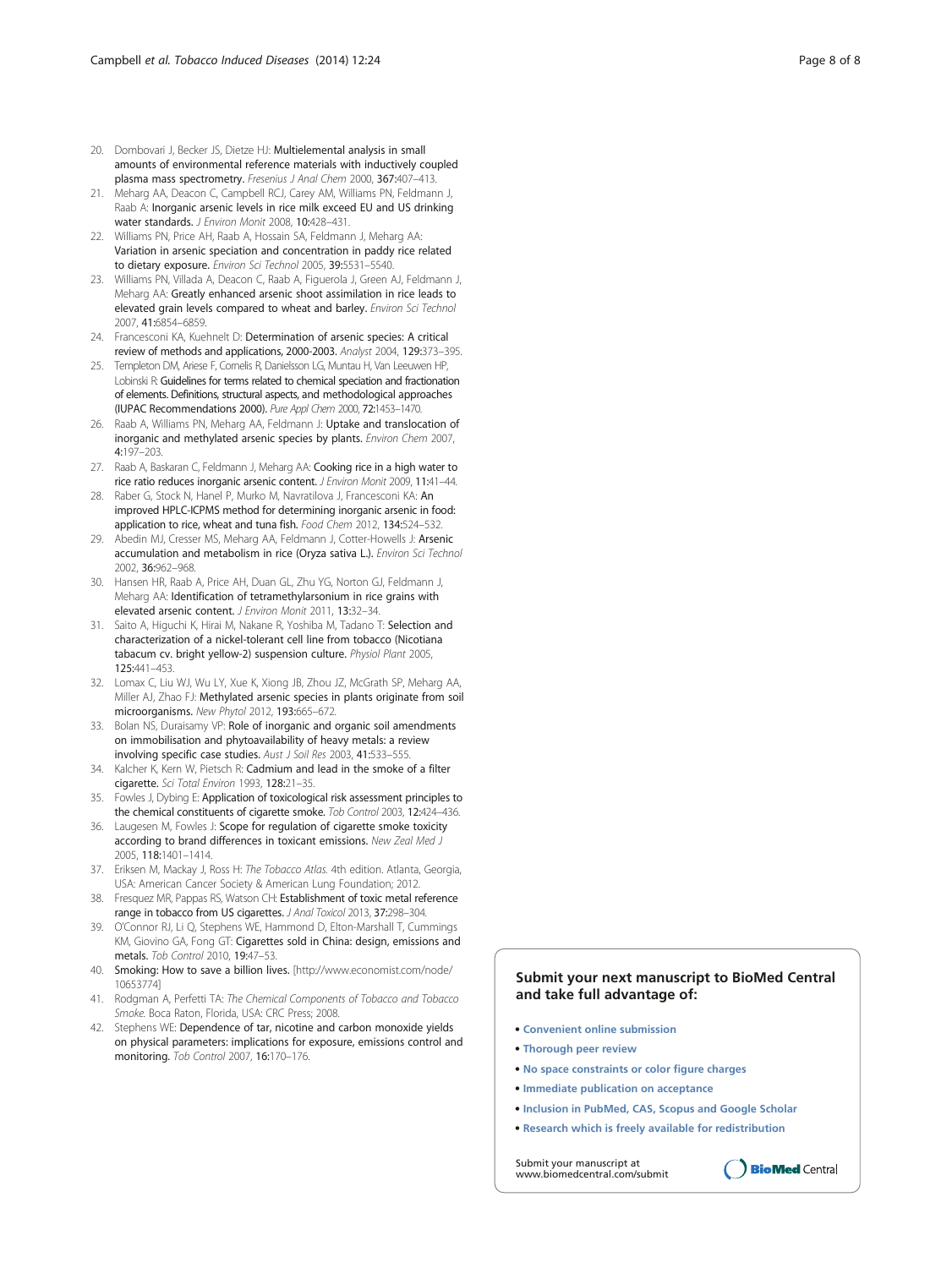20. Dombovari J, Becker JS, Dietze HJ: **Multielemental analysis in small amounts of environmental reference materials with inductively coupled plasma mass spectrometry.** *Fresenius J Anal Chem* 2000, **367:**407–413.
21. Meharg AA, Deacon C, Campbell RCJ, Carey AM, Williams PN, Feldmann J, Raab A: **Inorganic arsenic levels in rice milk exceed EU and US drinking water standards.** *J Environ Monit* 2008, **10:**428–431.
22. Williams PN, Price AH, Raab A, Hossain SA, Feldmann J, Meharg AA: **Variation in arsenic speciation and concentration in paddy rice related to dietary exposure.** *Environ Sci Technol* 2005, **39:**5531–5540.
23. Williams PN, Villada A, Deacon C, Raab A, Figuerola J, Green AJ, Feldmann J, Meharg AA: **Greatly enhanced arsenic shoot assimilation in rice leads to elevated grain levels compared to wheat and barley.** *Environ Sci Technol* 2007, **41:**6854–6859.
24. Francesconi KA, Kuehnelt D: **Determination of arsenic species: A critical review of methods and applications, 2000-2003.** *Analyst* 2004, **129:**373–395.
25. Templeton DM, Ariese F, Cornelis R, Danielsson LG, Muntau H, Van Leeuwen HP, Lobinski R: **Guidelines for terms related to chemical speciation and fractionation of elements. Definitions, structural aspects, and methodological approaches (IUPAC Recommendations 2000).** *Pure Appl Chem* 2000, **72:**1453–1470.
26. Raab A, Williams PN, Meharg AA, Feldmann J: **Uptake and translocation of inorganic and methylated arsenic species by plants.** *Environ Chem* 2007, **4:**197–203.
27. Raab A, Baskaran C, Feldmann J, Meharg AA: **Cooking rice in a high water to rice ratio reduces inorganic arsenic content.** *J Environ Monit* 2009, **11:**41–44.
28. Raber G, Stock N, Hanel P, Murko M, Navratilova J, Francesconi KA: **An improved HPLC-ICPMS method for determining inorganic arsenic in food: application to rice, wheat and tuna fish.** *Food Chem* 2012, **134:**524–532.
29. Abedin MJ, Cresser MS, Meharg AA, Feldmann J, Cotter-Howells J: **Arsenic accumulation and metabolism in rice (Oryza sativa L.).** *Environ Sci Technol* 2002, **36:**962–968.
30. Hansen HR, Raab A, Price AH, Duan GL, Zhu YG, Norton GJ, Feldmann J, Meharg AA: **Identification of tetramethylarsonium in rice grains with elevated arsenic content.** *J Environ Monit* 2011, **13:**32–34.
31. Saito A, Higuchi K, Hirai M, Nakane R, Yoshiba M, Tadano T: **Selection and characterization of a nickel-tolerant cell line from tobacco (Nicotiana tabacum cv. bright yellow-2) suspension culture.** *Physiol Plant* 2005, **125:**441–453.
32. Lomax C, Liu WJ, Wu LY, Xue K, Xiong JB, Zhou JZ, McGrath SP, Meharg AA, Miller AJ, Zhao FJ: **Methylated arsenic species in plants originate from soil microorganisms.** *New Phytol* 2012, **193:**665–672.
33. Bolan NS, Duraisamy VP: **Role of inorganic and organic soil amendments on immobilisation and phytoavailability of heavy metals: a review involving specific case studies.** *Aust J Soil Res* 2003, **41:**533–555.
34. Kalcher K, Kern W, Pietsch R: **Cadmium and lead in the smoke of a filter cigarette.** *Sci Total Environ* 1993, **128:**21–35.
35. Fowles J, Dybing E: **Application of toxicological risk assessment principles to the chemical constituents of cigarette smoke.** *Tob Control* 2003, **12:**424–436.
36. Laugesen M, Fowles J: **Scope for regulation of cigarette smoke toxicity according to brand differences in toxicant emissions.** *New Zeal Med J* 2005, **118:**1401–1414.
37. Eriksen M, Mackay J, Ross H: *The Tobacco Atlas.* 4th edition. Atlanta, Georgia, USA: American Cancer Society & American Lung Foundation; 2012.
38. Fresquez MR, Pappas RS, Watson CH: **Establishment of toxic metal reference range in tobacco from US cigarettes.** *J Anal Toxicol* 2013, **37:**298–304.
39. O'Connor RJ, Li Q, Stephens WE, Hammond D, Elton-Marshall T, Cummings KM, Giovino GA, Fong GT: **Cigarettes sold in China: design, emissions and metals.** *Tob Control* 2010, **19:**47–53.
40. Smoking: How to save a billion lives. [http://www.economist.com/node/10653774]
41. Rodgman A, Perfetti TA: *The Chemical Components of Tobacco and Tobacco Smoke.* Boca Raton, Florida, USA: CRC Press; 2008.
42. Stephens WE: **Dependence of tar, nicotine and carbon monoxide yields on physical parameters: implications for exposure, emissions control and monitoring.** *Tob Control* 2007, **16:**170–176.

**Submit your next manuscript to BioMed Central and take full advantage of:**

- Convenient online submission
- Thorough peer review
- No space constraints or color figure charges
- Immediate publication on acceptance
- Inclusion in PubMed, CAS, Scopus and Google Scholar
- Research which is freely available for redistribution

Submit your manuscript at
www.biomedcentral.com/submit

BioMed Central